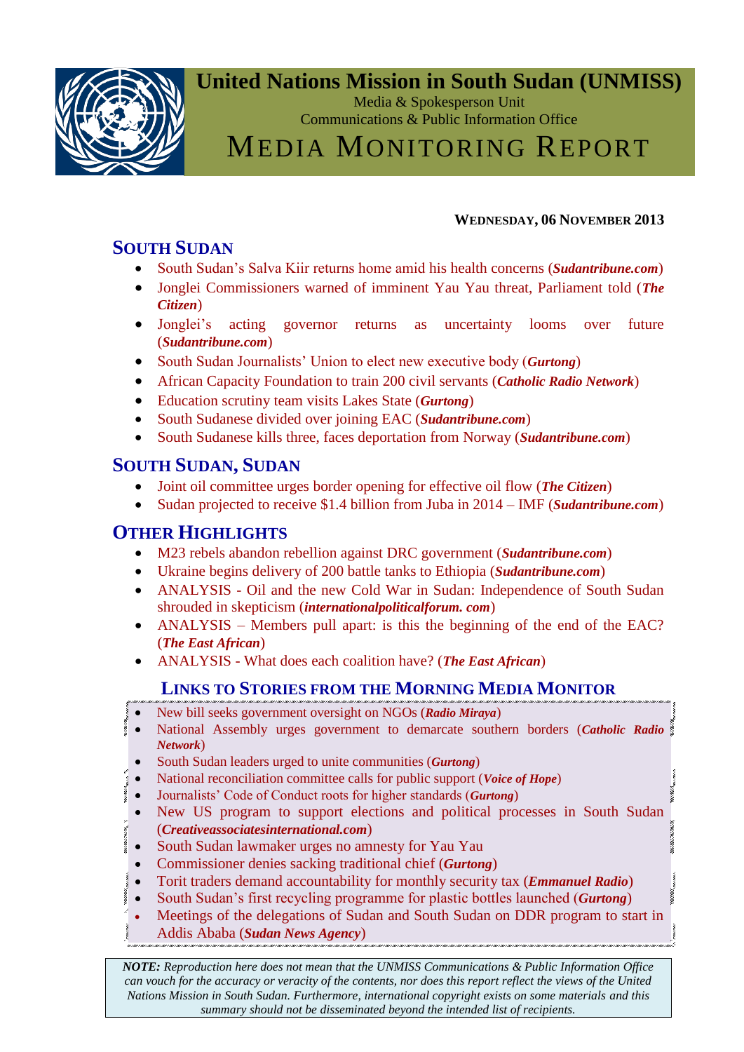# United Nations Mission in South Sudan (UNMISS)

Media & Spokesperson Unit

Communications & Public Information Office

# MEDIA MONITORING REPORT

**WEDNESDAY, 06 NOVEMBER 2013**

## SOUTH SUDAN

- South Sudan's Salva Kiir returns home amid his health concerns (***Sudantribune.com***)
- Jonglei Commissioners warned of imminent Yau Yau threat, Parliament told (***The Citizen***)
- Jonglei's acting governor returns as uncertainty looms over future (***Sudantribune.com***)
- South Sudan Journalists' Union to elect new executive body (***Gurtong***)
- African Capacity Foundation to train 200 civil servants (***Catholic Radio Network***)
- Education scrutiny team visits Lakes State (***Gurtong***)
- South Sudanese divided over joining EAC (***Sudantribune.com***)
- South Sudanese kills three, faces deportation from Norway (***Sudantribune.com***)

## SOUTH SUDAN, SUDAN

- Joint oil committee urges border opening for effective oil flow (***The Citizen***)
- Sudan projected to receive $1.4 billion from Juba in 2014 – IMF (***Sudantribune.com***)

## OTHER HIGHLIGHTS

- M23 rebels abandon rebellion against DRC government (***Sudantribune.com***)
- Ukraine begins delivery of 200 battle tanks to Ethiopia (***Sudantribune.com***)
- ANALYSIS - Oil and the new Cold War in Sudan: Independence of South Sudan shrouded in skepticism (***internationalpoliticalforum. com***)
- ANALYSIS – Members pull apart: is this the beginning of the end of the EAC? (***The East African***)
- ANALYSIS - What does each coalition have? (***The East African***)

## LINKS TO STORIES FROM THE MORNING MEDIA MONITOR

- New bill seeks government oversight on NGOs (***Radio Miraya***)
- National Assembly urges government to demarcate southern borders (***Catholic Radio Network***)
- South Sudan leaders urged to unite communities (***Gurtong***)
- National reconciliation committee calls for public support (***Voice of Hope***)
- Journalists' Code of Conduct roots for higher standards (***Gurtong***)
- New US program to support elections and political processes in South Sudan (***Creativeassociatesinternational.com***)
- South Sudan lawmaker urges no amnesty for Yau Yau
- Commissioner denies sacking traditional chief (***Gurtong***)
- Torit traders demand accountability for monthly security tax (***Emmanuel Radio***)
- South Sudan's first recycling programme for plastic bottles launched (***Gurtong***)
- Meetings of the delegations of Sudan and South Sudan on DDR program to start in Addis Ababa (***Sudan News Agency***)

***NOTE:*** *Reproduction here does not mean that the UNMISS Communications & Public Information Office can vouch for the accuracy or veracity of the contents, nor does this report reflect the views of the United Nations Mission in South Sudan. Furthermore, international copyright exists on some materials and this summary should not be disseminated beyond the intended list of recipients.*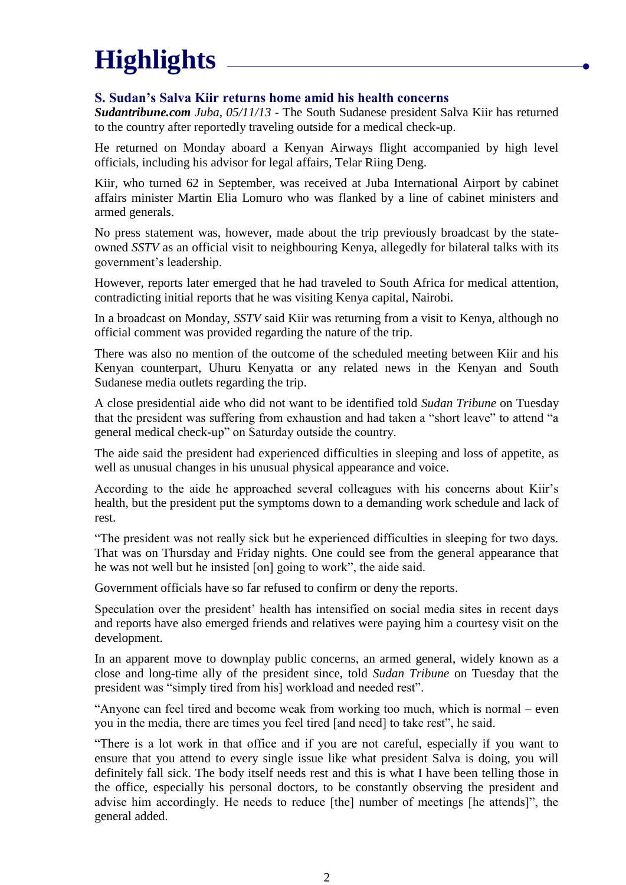# Highlights

### S. Sudan's Salva Kiir returns home amid his health concerns

***Sudantribune.com** Juba, 05/11/13* - The South Sudanese president Salva Kiir has returned to the country after reportedly traveling outside for a medical check-up.

He returned on Monday aboard a Kenyan Airways flight accompanied by high level officials, including his advisor for legal affairs, Telar Riing Deng.

Kiir, who turned 62 in September, was received at Juba International Airport by cabinet affairs minister Martin Elia Lomuro who was flanked by a line of cabinet ministers and armed generals.

No press statement was, however, made about the trip previously broadcast by the state-owned *SSTV* as an official visit to neighbouring Kenya, allegedly for bilateral talks with its government's leadership.

However, reports later emerged that he had traveled to South Africa for medical attention, contradicting initial reports that he was visiting Kenya capital, Nairobi.

In a broadcast on Monday, *SSTV* said Kiir was returning from a visit to Kenya, although no official comment was provided regarding the nature of the trip.

There was also no mention of the outcome of the scheduled meeting between Kiir and his Kenyan counterpart, Uhuru Kenyatta or any related news in the Kenyan and South Sudanese media outlets regarding the trip.

A close presidential aide who did not want to be identified told *Sudan Tribune* on Tuesday that the president was suffering from exhaustion and had taken a "short leave" to attend "a general medical check-up" on Saturday outside the country.

The aide said the president had experienced difficulties in sleeping and loss of appetite, as well as unusual changes in his unusual physical appearance and voice.

According to the aide he approached several colleagues with his concerns about Kiir's health, but the president put the symptoms down to a demanding work schedule and lack of rest.

"The president was not really sick but he experienced difficulties in sleeping for two days. That was on Thursday and Friday nights. One could see from the general appearance that he was not well but he insisted [on] going to work", the aide said.

Government officials have so far refused to confirm or deny the reports.

Speculation over the president' health has intensified on social media sites in recent days and reports have also emerged friends and relatives were paying him a courtesy visit on the development.

In an apparent move to downplay public concerns, an armed general, widely known as a close and long-time ally of the president since, told *Sudan Tribune* on Tuesday that the president was "simply tired from his] workload and needed rest".

"Anyone can feel tired and become weak from working too much, which is normal – even you in the media, there are times you feel tired [and need] to take rest", he said.

"There is a lot work in that office and if you are not careful, especially if you want to ensure that you attend to every single issue like what president Salva is doing, you will definitely fall sick. The body itself needs rest and this is what I have been telling those in the office, especially his personal doctors, to be constantly observing the president and advise him accordingly. He needs to reduce [the] number of meetings [he attends]", the general added.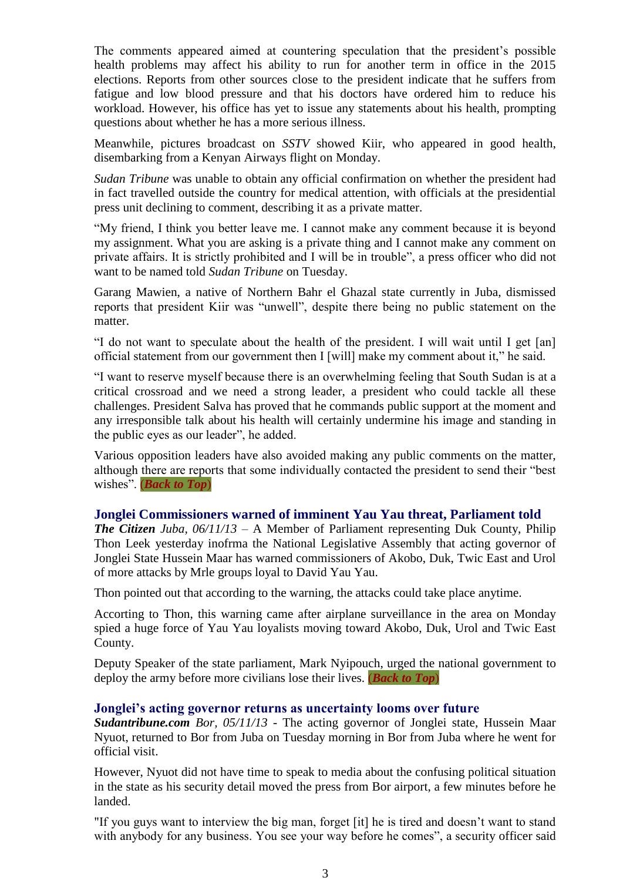The comments appeared aimed at countering speculation that the president's possible health problems may affect his ability to run for another term in office in the 2015 elections. Reports from other sources close to the president indicate that he suffers from fatigue and low blood pressure and that his doctors have ordered him to reduce his workload. However, his office has yet to issue any statements about his health, prompting questions about whether he has a more serious illness.

Meanwhile, pictures broadcast on *SSTV* showed Kiir, who appeared in good health, disembarking from a Kenyan Airways flight on Monday.

*Sudan Tribune* was unable to obtain any official confirmation on whether the president had in fact travelled outside the country for medical attention, with officials at the presidential press unit declining to comment, describing it as a private matter.

"My friend, I think you better leave me. I cannot make any comment because it is beyond my assignment. What you are asking is a private thing and I cannot make any comment on private affairs. It is strictly prohibited and I will be in trouble", a press officer who did not want to be named told *Sudan Tribune* on Tuesday.

Garang Mawien, a native of Northern Bahr el Ghazal state currently in Juba, dismissed reports that president Kiir was "unwell", despite there being no public statement on the matter.

"I do not want to speculate about the health of the president. I will wait until I get [an] official statement from our government then I [will] make my comment about it," he said.

"I want to reserve myself because there is an overwhelming feeling that South Sudan is at a critical crossroad and we need a strong leader, a president who could tackle all these challenges. President Salva has proved that he commands public support at the moment and any irresponsible talk about his health will certainly undermine his image and standing in the public eyes as our leader", he added.

Various opposition leaders have also avoided making any public comments on the matter, although there are reports that some individually contacted the president to send their "best wishes". ***(Back to Top)***

### Jonglei Commissioners warned of imminent Yau Yau threat, Parliament told

***The Citizen*** *Juba, 06/11/13* – A Member of Parliament representing Duk County, Philip Thon Leek yesterday inofrma the National Legislative Assembly that acting governor of Jonglei State Hussein Maar has warned commissioners of Akobo, Duk, Twic East and Urol of more attacks by Mrle groups loyal to David Yau Yau.

Thon pointed out that according to the warning, the attacks could take place anytime.

Accorting to Thon, this warning came after airplane surveillance in the area on Monday spied a huge force of Yau Yau loyalists moving toward Akobo, Duk, Urol and Twic East County.

Deputy Speaker of the state parliament, Mark Nyipouch, urged the national government to deploy the army before more civilians lose their lives. ***(Back to Top)***

### Jonglei's acting governor returns as uncertainty looms over future

***Sudantribune.com*** *Bor, 05/11/13* - The acting governor of Jonglei state, Hussein Maar Nyuot, returned to Bor from Juba on Tuesday morning in Bor from Juba where he went for official visit.

However, Nyuot did not have time to speak to media about the confusing political situation in the state as his security detail moved the press from Bor airport, a few minutes before he landed.

"If you guys want to interview the big man, forget [it] he is tired and doesn't want to stand with anybody for any business. You see your way before he comes", a security officer said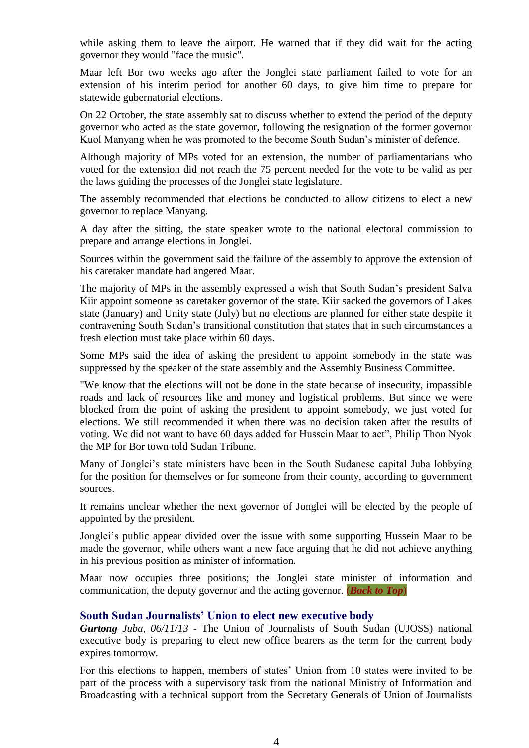while asking them to leave the airport. He warned that if they did wait for the acting governor they would "face the music".

Maar left Bor two weeks ago after the Jonglei state parliament failed to vote for an extension of his interim period for another 60 days, to give him time to prepare for statewide gubernatorial elections.

On 22 October, the state assembly sat to discuss whether to extend the period of the deputy governor who acted as the state governor, following the resignation of the former governor Kuol Manyang when he was promoted to the become South Sudan's minister of defence.

Although majority of MPs voted for an extension, the number of parliamentarians who voted for the extension did not reach the 75 percent needed for the vote to be valid as per the laws guiding the processes of the Jonglei state legislature.

The assembly recommended that elections be conducted to allow citizens to elect a new governor to replace Manyang.

A day after the sitting, the state speaker wrote to the national electoral commission to prepare and arrange elections in Jonglei.

Sources within the government said the failure of the assembly to approve the extension of his caretaker mandate had angered Maar.

The majority of MPs in the assembly expressed a wish that South Sudan's president Salva Kiir appoint someone as caretaker governor of the state. Kiir sacked the governors of Lakes state (January) and Unity state (July) but no elections are planned for either state despite it contravening South Sudan's transitional constitution that states that in such circumstances a fresh election must take place within 60 days.

Some MPs said the idea of asking the president to appoint somebody in the state was suppressed by the speaker of the state assembly and the Assembly Business Committee.

"We know that the elections will not be done in the state because of insecurity, impassible roads and lack of resources like and money and logistical problems. But since we were blocked from the point of asking the president to appoint somebody, we just voted for elections. We still recommended it when there was no decision taken after the results of voting. We did not want to have 60 days added for Hussein Maar to act", Philip Thon Nyok the MP for Bor town told Sudan Tribune.

Many of Jonglei's state ministers have been in the South Sudanese capital Juba lobbying for the position for themselves or for someone from their county, according to government sources.

It remains unclear whether the next governor of Jonglei will be elected by the people of appointed by the president.

Jonglei's public appear divided over the issue with some supporting Hussein Maar to be made the governor, while others want a new face arguing that he did not achieve anything in his previous position as minister of information.

Maar now occupies three positions; the Jonglei state minister of information and communication, the deputy governor and the acting governor. (***Back to Top***)

### South Sudan Journalists' Union to elect new executive body

***Gurtong*** *Juba, 06/11/13* - The Union of Journalists of South Sudan (UJOSS) national executive body is preparing to elect new office bearers as the term for the current body expires tomorrow.

For this elections to happen, members of states' Union from 10 states were invited to be part of the process with a supervisory task from the national Ministry of Information and Broadcasting with a technical support from the Secretary Generals of Union of Journalists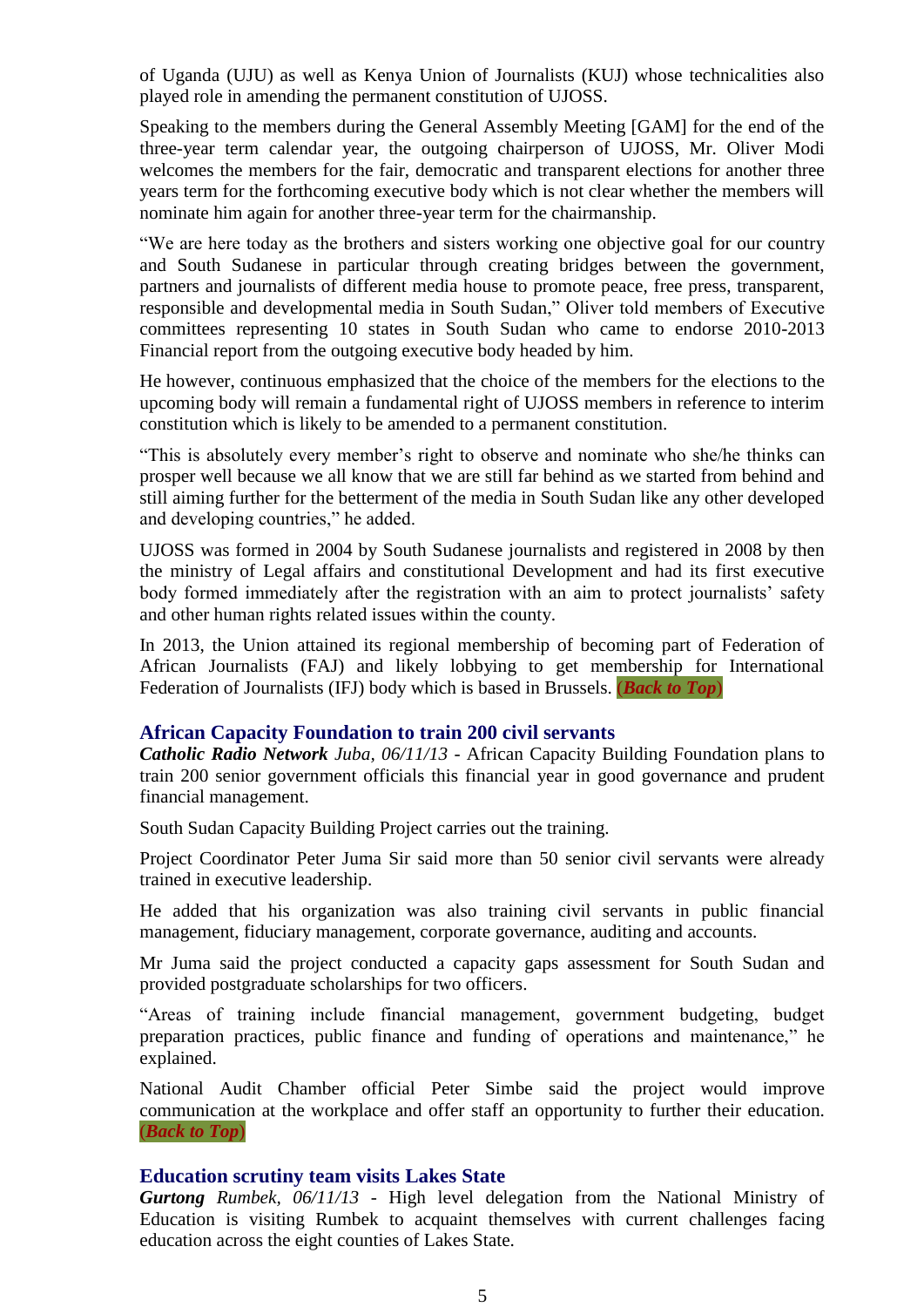of Uganda (UJU) as well as Kenya Union of Journalists (KUJ) whose technicalities also played role in amending the permanent constitution of UJOSS.

Speaking to the members during the General Assembly Meeting [GAM] for the end of the three-year term calendar year, the outgoing chairperson of UJOSS, Mr. Oliver Modi welcomes the members for the fair, democratic and transparent elections for another three years term for the forthcoming executive body which is not clear whether the members will nominate him again for another three-year term for the chairmanship.

"We are here today as the brothers and sisters working one objective goal for our country and South Sudanese in particular through creating bridges between the government, partners and journalists of different media house to promote peace, free press, transparent, responsible and developmental media in South Sudan," Oliver told members of Executive committees representing 10 states in South Sudan who came to endorse 2010-2013 Financial report from the outgoing executive body headed by him.

He however, continuous emphasized that the choice of the members for the elections to the upcoming body will remain a fundamental right of UJOSS members in reference to interim constitution which is likely to be amended to a permanent constitution.

"This is absolutely every member's right to observe and nominate who she/he thinks can prosper well because we all know that we are still far behind as we started from behind and still aiming further for the betterment of the media in South Sudan like any other developed and developing countries," he added.

UJOSS was formed in 2004 by South Sudanese journalists and registered in 2008 by then the ministry of Legal affairs and constitutional Development and had its first executive body formed immediately after the registration with an aim to protect journalists' safety and other human rights related issues within the county.

In 2013, the Union attained its regional membership of becoming part of Federation of African Journalists (FAJ) and likely lobbying to get membership for International Federation of Journalists (IFJ) body which is based in Brussels. **(*Back to Top*)**

### African Capacity Foundation to train 200 civil servants

***Catholic Radio Network*** *Juba, 06/11/13* - African Capacity Building Foundation plans to train 200 senior government officials this financial year in good governance and prudent financial management.

South Sudan Capacity Building Project carries out the training.

Project Coordinator Peter Juma Sir said more than 50 senior civil servants were already trained in executive leadership.

He added that his organization was also training civil servants in public financial management, fiduciary management, corporate governance, auditing and accounts.

Mr Juma said the project conducted a capacity gaps assessment for South Sudan and provided postgraduate scholarships for two officers.

"Areas of training include financial management, government budgeting, budget preparation practices, public finance and funding of operations and maintenance," he explained.

National Audit Chamber official Peter Simbe said the project would improve communication at the workplace and offer staff an opportunity to further their education. **(*Back to Top*)**

### Education scrutiny team visits Lakes State

***Gurtong*** *Rumbek, 06/11/13* - High level delegation from the National Ministry of Education is visiting Rumbek to acquaint themselves with current challenges facing education across the eight counties of Lakes State.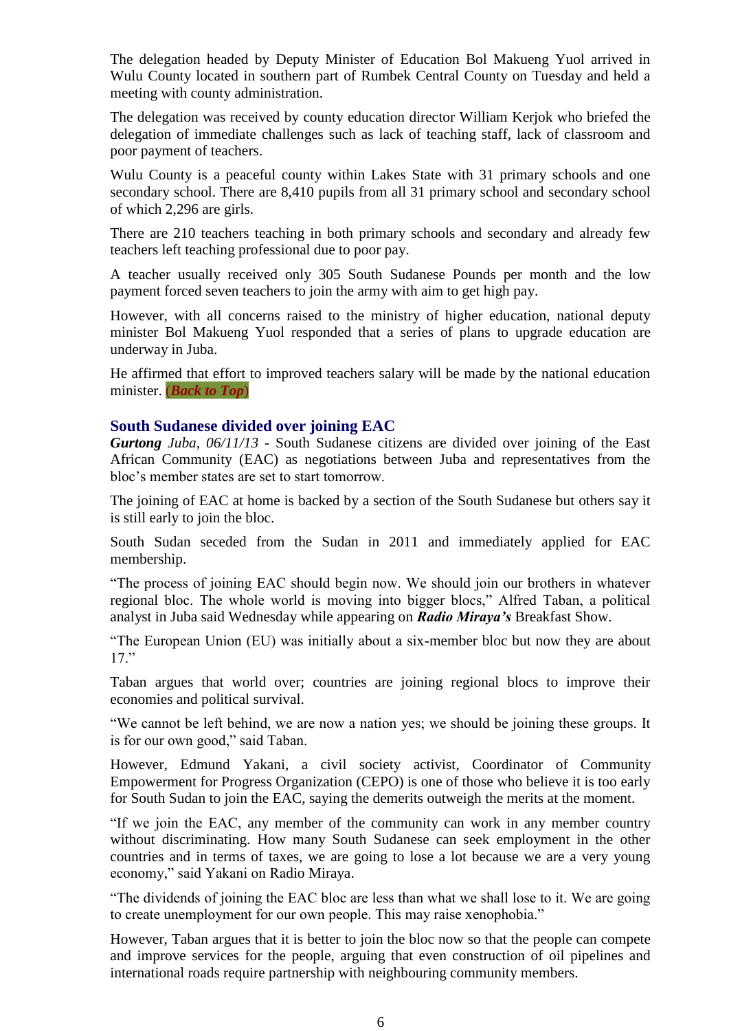The delegation headed by Deputy Minister of Education Bol Makueng Yuol arrived in Wulu County located in southern part of Rumbek Central County on Tuesday and held a meeting with county administration.

The delegation was received by county education director William Kerjok who briefed the delegation of immediate challenges such as lack of teaching staff, lack of classroom and poor payment of teachers.

Wulu County is a peaceful county within Lakes State with 31 primary schools and one secondary school. There are 8,410 pupils from all 31 primary school and secondary school of which 2,296 are girls.

There are 210 teachers teaching in both primary schools and secondary and already few teachers left teaching professional due to poor pay.

A teacher usually received only 305 South Sudanese Pounds per month and the low payment forced seven teachers to join the army with aim to get high pay.

However, with all concerns raised to the ministry of higher education, national deputy minister Bol Makueng Yuol responded that a series of plans to upgrade education are underway in Juba.

He affirmed that effort to improved teachers salary will be made by the national education minister. ***(Back to Top)***

## South Sudanese divided over joining EAC

***Gurtong*** *Juba, 06/11/13* - South Sudanese citizens are divided over joining of the East African Community (EAC) as negotiations between Juba and representatives from the bloc's member states are set to start tomorrow.

The joining of EAC at home is backed by a section of the South Sudanese but others say it is still early to join the bloc.

South Sudan seceded from the Sudan in 2011 and immediately applied for EAC membership.

"The process of joining EAC should begin now. We should join our brothers in whatever regional bloc. The whole world is moving into bigger blocs," Alfred Taban, a political analyst in Juba said Wednesday while appearing on ***Radio Miraya's*** Breakfast Show.

"The European Union (EU) was initially about a six-member bloc but now they are about 17."

Taban argues that world over; countries are joining regional blocs to improve their economies and political survival.

"We cannot be left behind, we are now a nation yes; we should be joining these groups. It is for our own good," said Taban.

However, Edmund Yakani, a civil society activist, Coordinator of Community Empowerment for Progress Organization (CEPO) is one of those who believe it is too early for South Sudan to join the EAC, saying the demerits outweigh the merits at the moment.

"If we join the EAC, any member of the community can work in any member country without discriminating. How many South Sudanese can seek employment in the other countries and in terms of taxes, we are going to lose a lot because we are a very young economy," said Yakani on Radio Miraya.

"The dividends of joining the EAC bloc are less than what we shall lose to it. We are going to create unemployment for our own people. This may raise xenophobia."

However, Taban argues that it is better to join the bloc now so that the people can compete and improve services for the people, arguing that even construction of oil pipelines and international roads require partnership with neighbouring community members.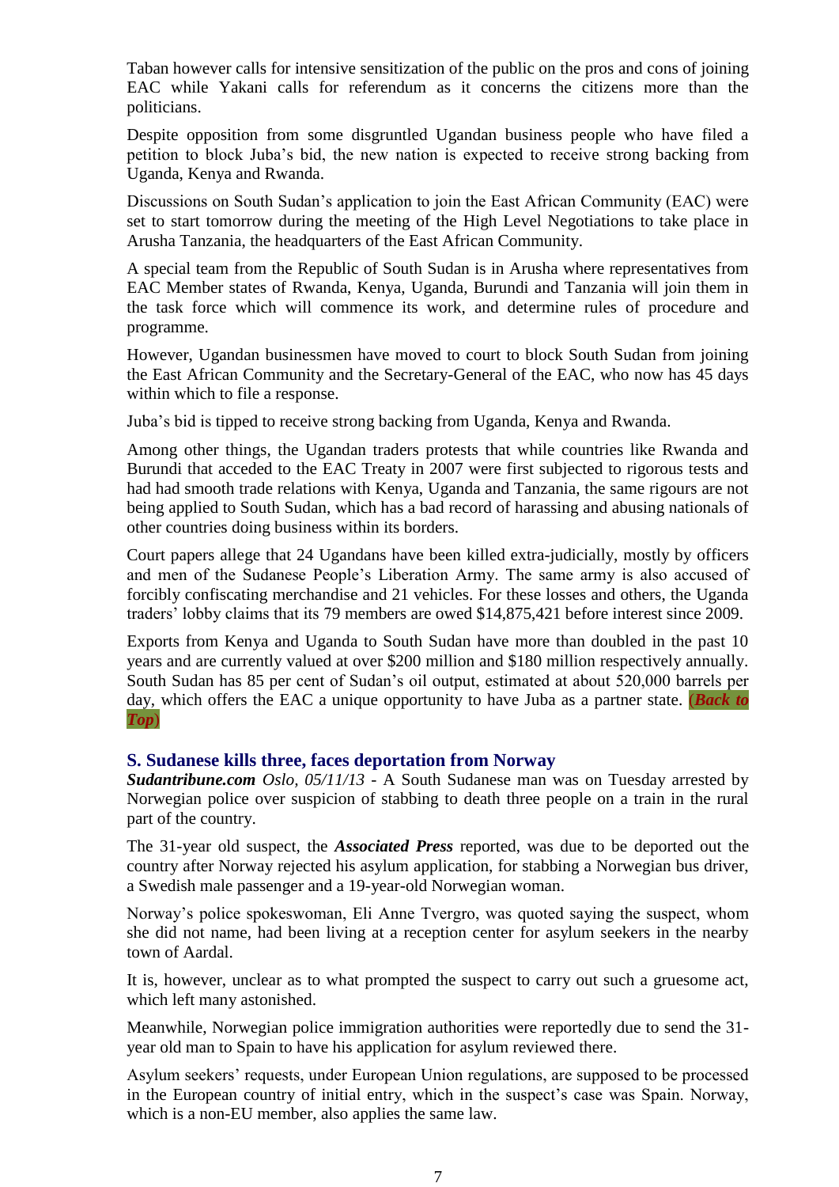Taban however calls for intensive sensitization of the public on the pros and cons of joining EAC while Yakani calls for referendum as it concerns the citizens more than the politicians.

Despite opposition from some disgruntled Ugandan business people who have filed a petition to block Juba's bid, the new nation is expected to receive strong backing from Uganda, Kenya and Rwanda.

Discussions on South Sudan's application to join the East African Community (EAC) were set to start tomorrow during the meeting of the High Level Negotiations to take place in Arusha Tanzania, the headquarters of the East African Community.

A special team from the Republic of South Sudan is in Arusha where representatives from EAC Member states of Rwanda, Kenya, Uganda, Burundi and Tanzania will join them in the task force which will commence its work, and determine rules of procedure and programme.

However, Ugandan businessmen have moved to court to block South Sudan from joining the East African Community and the Secretary-General of the EAC, who now has 45 days within which to file a response.

Juba's bid is tipped to receive strong backing from Uganda, Kenya and Rwanda.

Among other things, the Ugandan traders protests that while countries like Rwanda and Burundi that acceded to the EAC Treaty in 2007 were first subjected to rigorous tests and had had smooth trade relations with Kenya, Uganda and Tanzania, the same rigours are not being applied to South Sudan, which has a bad record of harassing and abusing nationals of other countries doing business within its borders.

Court papers allege that 24 Ugandans have been killed extra-judicially, mostly by officers and men of the Sudanese People's Liberation Army. The same army is also accused of forcibly confiscating merchandise and 21 vehicles. For these losses and others, the Uganda traders' lobby claims that its 79 members are owed $14,875,421 before interest since 2009.

Exports from Kenya and Uganda to South Sudan have more than doubled in the past 10 years and are currently valued at over $200 million and $180 million respectively annually. South Sudan has 85 per cent of Sudan's oil output, estimated at about 520,000 barrels per day, which offers the EAC a unique opportunity to have Juba as a partner state. (***Back to Top***)

### S. Sudanese kills three, faces deportation from Norway

***Sudantribune.com*** *Oslo, 05/11/13* - A South Sudanese man was on Tuesday arrested by Norwegian police over suspicion of stabbing to death three people on a train in the rural part of the country.

The 31-year old suspect, the ***Associated Press*** reported, was due to be deported out the country after Norway rejected his asylum application, for stabbing a Norwegian bus driver, a Swedish male passenger and a 19-year-old Norwegian woman.

Norway's police spokeswoman, Eli Anne Tvergro, was quoted saying the suspect, whom she did not name, had been living at a reception center for asylum seekers in the nearby town of Aardal.

It is, however, unclear as to what prompted the suspect to carry out such a gruesome act, which left many astonished.

Meanwhile, Norwegian police immigration authorities were reportedly due to send the 31-year old man to Spain to have his application for asylum reviewed there.

Asylum seekers' requests, under European Union regulations, are supposed to be processed in the European country of initial entry, which in the suspect's case was Spain. Norway, which is a non-EU member, also applies the same law.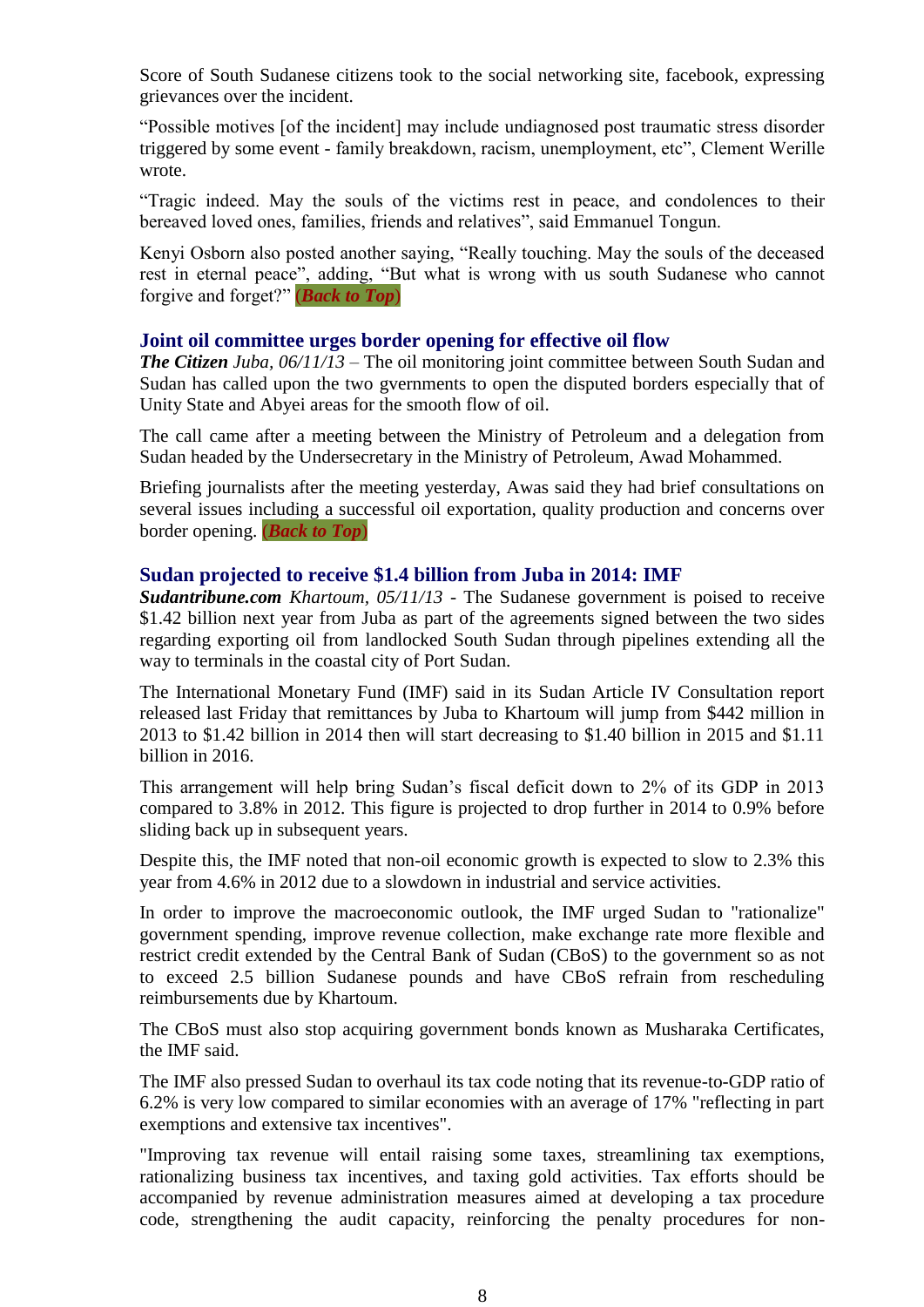Score of South Sudanese citizens took to the social networking site, facebook, expressing grievances over the incident.

"Possible motives [of the incident] may include undiagnosed post traumatic stress disorder triggered by some event - family breakdown, racism, unemployment, etc", Clement Werille wrote.

"Tragic indeed. May the souls of the victims rest in peace, and condolences to their bereaved loved ones, families, friends and relatives", said Emmanuel Tongun.

Kenyi Osborn also posted another saying, "Really touching. May the souls of the deceased rest in eternal peace", adding, "But what is wrong with us south Sudanese who cannot forgive and forget?" ***(Back to Top)***

### Joint oil committee urges border opening for effective oil flow

***The Citizen** Juba, 06/11/13* – The oil monitoring joint committee between South Sudan and Sudan has called upon the two gvernments to open the disputed borders especially that of Unity State and Abyei areas for the smooth flow of oil.

The call came after a meeting between the Ministry of Petroleum and a delegation from Sudan headed by the Undersecretary in the Ministry of Petroleum, Awad Mohammed.

Briefing journalists after the meeting yesterday, Awas said they had brief consultations on several issues including a successful oil exportation, quality production and concerns over border opening. ***(Back to Top)***

### Sudan projected to receive $1.4 billion from Juba in 2014: IMF

***Sudantribune.com** Khartoum, 05/11/13* - The Sudanese government is poised to receive $1.42 billion next year from Juba as part of the agreements signed between the two sides regarding exporting oil from landlocked South Sudan through pipelines extending all the way to terminals in the coastal city of Port Sudan.

The International Monetary Fund (IMF) said in its Sudan Article IV Consultation report released last Friday that remittances by Juba to Khartoum will jump from $442 million in 2013 to $1.42 billion in 2014 then will start decreasing to $1.40 billion in 2015 and $1.11 billion in 2016.

This arrangement will help bring Sudan's fiscal deficit down to 2% of its GDP in 2013 compared to 3.8% in 2012. This figure is projected to drop further in 2014 to 0.9% before sliding back up in subsequent years.

Despite this, the IMF noted that non-oil economic growth is expected to slow to 2.3% this year from 4.6% in 2012 due to a slowdown in industrial and service activities.

In order to improve the macroeconomic outlook, the IMF urged Sudan to "rationalize" government spending, improve revenue collection, make exchange rate more flexible and restrict credit extended by the Central Bank of Sudan (CBoS) to the government so as not to exceed 2.5 billion Sudanese pounds and have CBoS refrain from rescheduling reimbursements due by Khartoum.

The CBoS must also stop acquiring government bonds known as Musharaka Certificates, the IMF said.

The IMF also pressed Sudan to overhaul its tax code noting that its revenue-to-GDP ratio of 6.2% is very low compared to similar economies with an average of 17% "reflecting in part exemptions and extensive tax incentives".

"Improving tax revenue will entail raising some taxes, streamlining tax exemptions, rationalizing business tax incentives, and taxing gold activities. Tax efforts should be accompanied by revenue administration measures aimed at developing a tax procedure code, strengthening the audit capacity, reinforcing the penalty procedures for non-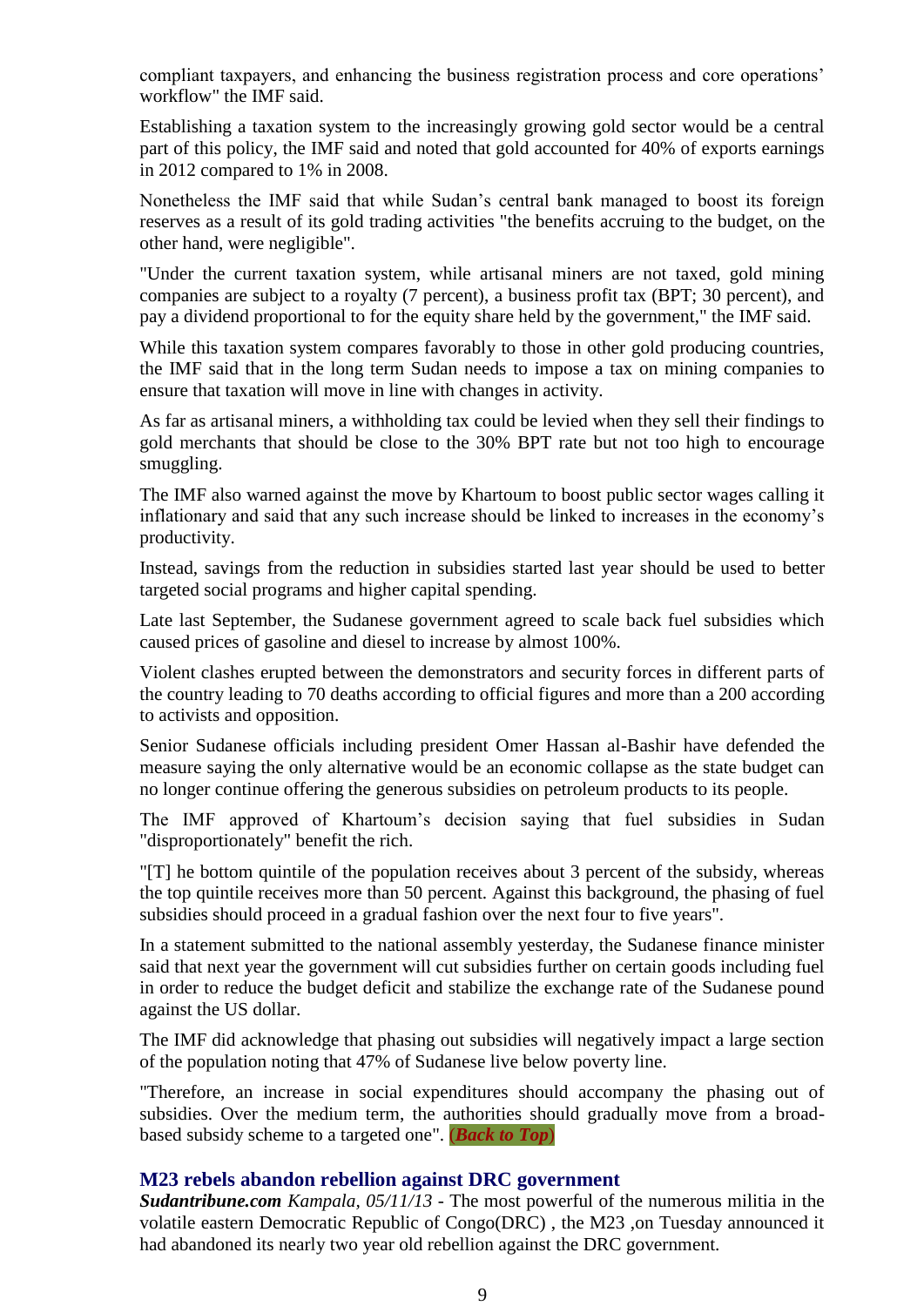compliant taxpayers, and enhancing the business registration process and core operations' workflow" the IMF said.

Establishing a taxation system to the increasingly growing gold sector would be a central part of this policy, the IMF said and noted that gold accounted for 40% of exports earnings in 2012 compared to 1% in 2008.

Nonetheless the IMF said that while Sudan's central bank managed to boost its foreign reserves as a result of its gold trading activities "the benefits accruing to the budget, on the other hand, were negligible".

"Under the current taxation system, while artisanal miners are not taxed, gold mining companies are subject to a royalty (7 percent), a business profit tax (BPT; 30 percent), and pay a dividend proportional to for the equity share held by the government," the IMF said.

While this taxation system compares favorably to those in other gold producing countries, the IMF said that in the long term Sudan needs to impose a tax on mining companies to ensure that taxation will move in line with changes in activity.

As far as artisanal miners, a withholding tax could be levied when they sell their findings to gold merchants that should be close to the 30% BPT rate but not too high to encourage smuggling.

The IMF also warned against the move by Khartoum to boost public sector wages calling it inflationary and said that any such increase should be linked to increases in the economy's productivity.

Instead, savings from the reduction in subsidies started last year should be used to better targeted social programs and higher capital spending.

Late last September, the Sudanese government agreed to scale back fuel subsidies which caused prices of gasoline and diesel to increase by almost 100%.

Violent clashes erupted between the demonstrators and security forces in different parts of the country leading to 70 deaths according to official figures and more than a 200 according to activists and opposition.

Senior Sudanese officials including president Omer Hassan al-Bashir have defended the measure saying the only alternative would be an economic collapse as the state budget can no longer continue offering the generous subsidies on petroleum products to its people.

The IMF approved of Khartoum's decision saying that fuel subsidies in Sudan "disproportionately" benefit the rich.

"[T] he bottom quintile of the population receives about 3 percent of the subsidy, whereas the top quintile receives more than 50 percent. Against this background, the phasing of fuel subsidies should proceed in a gradual fashion over the next four to five years".

In a statement submitted to the national assembly yesterday, the Sudanese finance minister said that next year the government will cut subsidies further on certain goods including fuel in order to reduce the budget deficit and stabilize the exchange rate of the Sudanese pound against the US dollar.

The IMF did acknowledge that phasing out subsidies will negatively impact a large section of the population noting that 47% of Sudanese live below poverty line.

"Therefore, an increase in social expenditures should accompany the phasing out of subsidies. Over the medium term, the authorities should gradually move from a broad-based subsidy scheme to a targeted one". (***Back to Top***)

### M23 rebels abandon rebellion against DRC government

***Sudantribune.com*** *Kampala, 05/11/13* - The most powerful of the numerous militia in the volatile eastern Democratic Republic of Congo(DRC) , the M23 ,on Tuesday announced it had abandoned its nearly two year old rebellion against the DRC government.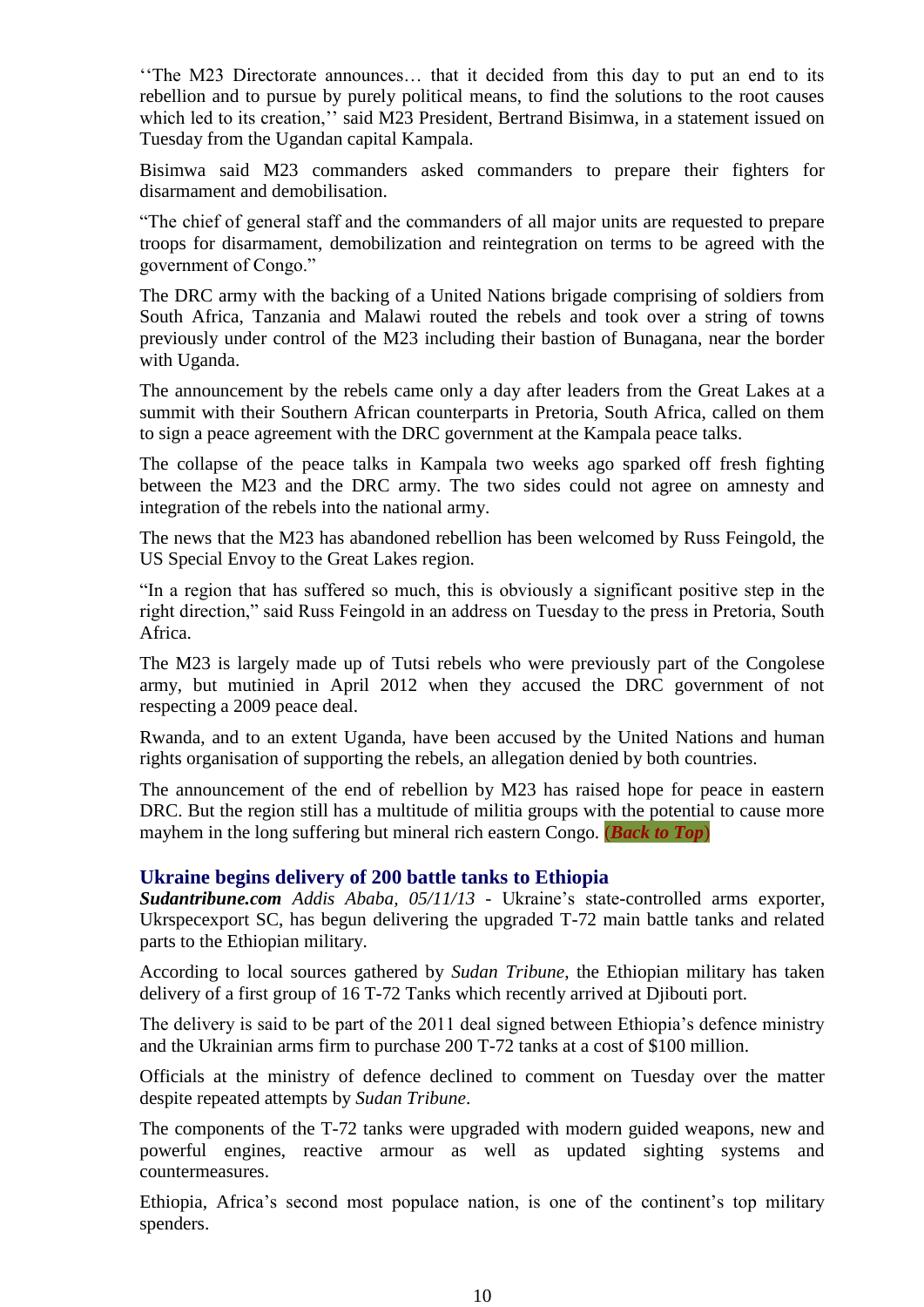''The M23 Directorate announces… that it decided from this day to put an end to its rebellion and to pursue by purely political means, to find the solutions to the root causes which led to its creation,'' said M23 President, Bertrand Bisimwa, in a statement issued on Tuesday from the Ugandan capital Kampala.

Bisimwa said M23 commanders asked commanders to prepare their fighters for disarmament and demobilisation.

"The chief of general staff and the commanders of all major units are requested to prepare troops for disarmament, demobilization and reintegration on terms to be agreed with the government of Congo."

The DRC army with the backing of a United Nations brigade comprising of soldiers from South Africa, Tanzania and Malawi routed the rebels and took over a string of towns previously under control of the M23 including their bastion of Bunagana, near the border with Uganda.

The announcement by the rebels came only a day after leaders from the Great Lakes at a summit with their Southern African counterparts in Pretoria, South Africa, called on them to sign a peace agreement with the DRC government at the Kampala peace talks.

The collapse of the peace talks in Kampala two weeks ago sparked off fresh fighting between the M23 and the DRC army. The two sides could not agree on amnesty and integration of the rebels into the national army.

The news that the M23 has abandoned rebellion has been welcomed by Russ Feingold, the US Special Envoy to the Great Lakes region.

"In a region that has suffered so much, this is obviously a significant positive step in the right direction," said Russ Feingold in an address on Tuesday to the press in Pretoria, South Africa.

The M23 is largely made up of Tutsi rebels who were previously part of the Congolese army, but mutinied in April 2012 when they accused the DRC government of not respecting a 2009 peace deal.

Rwanda, and to an extent Uganda, have been accused by the United Nations and human rights organisation of supporting the rebels, an allegation denied by both countries.

The announcement of the end of rebellion by M23 has raised hope for peace in eastern DRC. But the region still has a multitude of militia groups with the potential to cause more mayhem in the long suffering but mineral rich eastern Congo. **(*Back to Top*)**

### Ukraine begins delivery of 200 battle tanks to Ethiopia

***Sudantribune.com*** *Addis Ababa, 05/11/13* - Ukraine's state-controlled arms exporter, Ukrspecexport SC, has begun delivering the upgraded T-72 main battle tanks and related parts to the Ethiopian military.

According to local sources gathered by *Sudan Tribune*, the Ethiopian military has taken delivery of a first group of 16 T-72 Tanks which recently arrived at Djibouti port.

The delivery is said to be part of the 2011 deal signed between Ethiopia's defence ministry and the Ukrainian arms firm to purchase 200 T-72 tanks at a cost of $100 million.

Officials at the ministry of defence declined to comment on Tuesday over the matter despite repeated attempts by *Sudan Tribune*.

The components of the T-72 tanks were upgraded with modern guided weapons, new and powerful engines, reactive armour as well as updated sighting systems and countermeasures.

Ethiopia, Africa's second most populace nation, is one of the continent's top military spenders.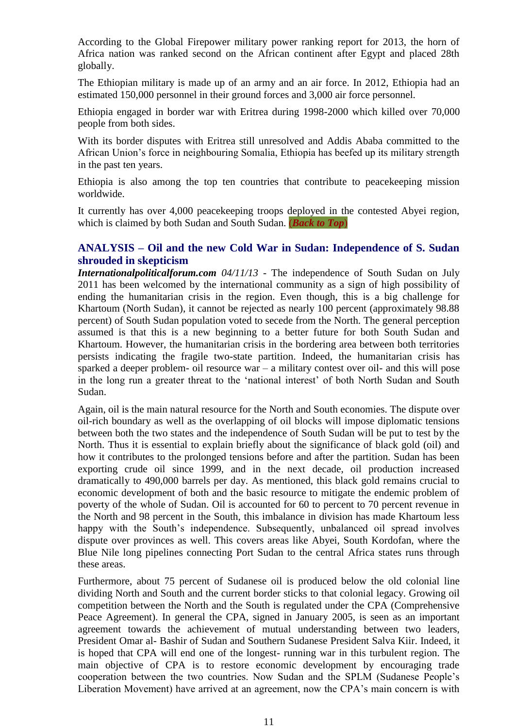According to the Global Firepower military power ranking report for 2013, the horn of Africa nation was ranked second on the African continent after Egypt and placed 28th globally.

The Ethiopian military is made up of an army and an air force. In 2012, Ethiopia had an estimated 150,000 personnel in their ground forces and 3,000 air force personnel.

Ethiopia engaged in border war with Eritrea during 1998-2000 which killed over 70,000 people from both sides.

With its border disputes with Eritrea still unresolved and Addis Ababa committed to the African Union's force in neighbouring Somalia, Ethiopia has beefed up its military strength in the past ten years.

Ethiopia is also among the top ten countries that contribute to peacekeeping mission worldwide.

It currently has over 4,000 peacekeeping troops deployed in the contested Abyei region, which is claimed by both Sudan and South Sudan. (***Back to Top***)

### ANALYSIS – Oil and the new Cold War in Sudan: Independence of S. Sudan shrouded in skepticism

***Internationalpoliticalforum.com*** *04/11/13* - The independence of South Sudan on July 2011 has been welcomed by the international community as a sign of high possibility of ending the humanitarian crisis in the region. Even though, this is a big challenge for Khartoum (North Sudan), it cannot be rejected as nearly 100 percent (approximately 98.88 percent) of South Sudan population voted to secede from the North. The general perception assumed is that this is a new beginning to a better future for both South Sudan and Khartoum. However, the humanitarian crisis in the bordering area between both territories persists indicating the fragile two-state partition. Indeed, the humanitarian crisis has sparked a deeper problem- oil resource war – a military contest over oil- and this will pose in the long run a greater threat to the 'national interest' of both North Sudan and South Sudan.

Again, oil is the main natural resource for the North and South economies. The dispute over oil-rich boundary as well as the overlapping of oil blocks will impose diplomatic tensions between both the two states and the independence of South Sudan will be put to test by the North. Thus it is essential to explain briefly about the significance of black gold (oil) and how it contributes to the prolonged tensions before and after the partition. Sudan has been exporting crude oil since 1999, and in the next decade, oil production increased dramatically to 490,000 barrels per day. As mentioned, this black gold remains crucial to economic development of both and the basic resource to mitigate the endemic problem of poverty of the whole of Sudan. Oil is accounted for 60 to percent to 70 percent revenue in the North and 98 percent in the South, this imbalance in division has made Khartoum less happy with the South's independence. Subsequently, unbalanced oil spread involves dispute over provinces as well. This covers areas like Abyei, South Kordofan, where the Blue Nile long pipelines connecting Port Sudan to the central Africa states runs through these areas.

Furthermore, about 75 percent of Sudanese oil is produced below the old colonial line dividing North and South and the current border sticks to that colonial legacy. Growing oil competition between the North and the South is regulated under the CPA (Comprehensive Peace Agreement). In general the CPA, signed in January 2005, is seen as an important agreement towards the achievement of mutual understanding between two leaders, President Omar al- Bashir of Sudan and Southern Sudanese President Salva Kiir. Indeed, it is hoped that CPA will end one of the longest- running war in this turbulent region. The main objective of CPA is to restore economic development by encouraging trade cooperation between the two countries. Now Sudan and the SPLM (Sudanese People's Liberation Movement) have arrived at an agreement, now the CPA's main concern is with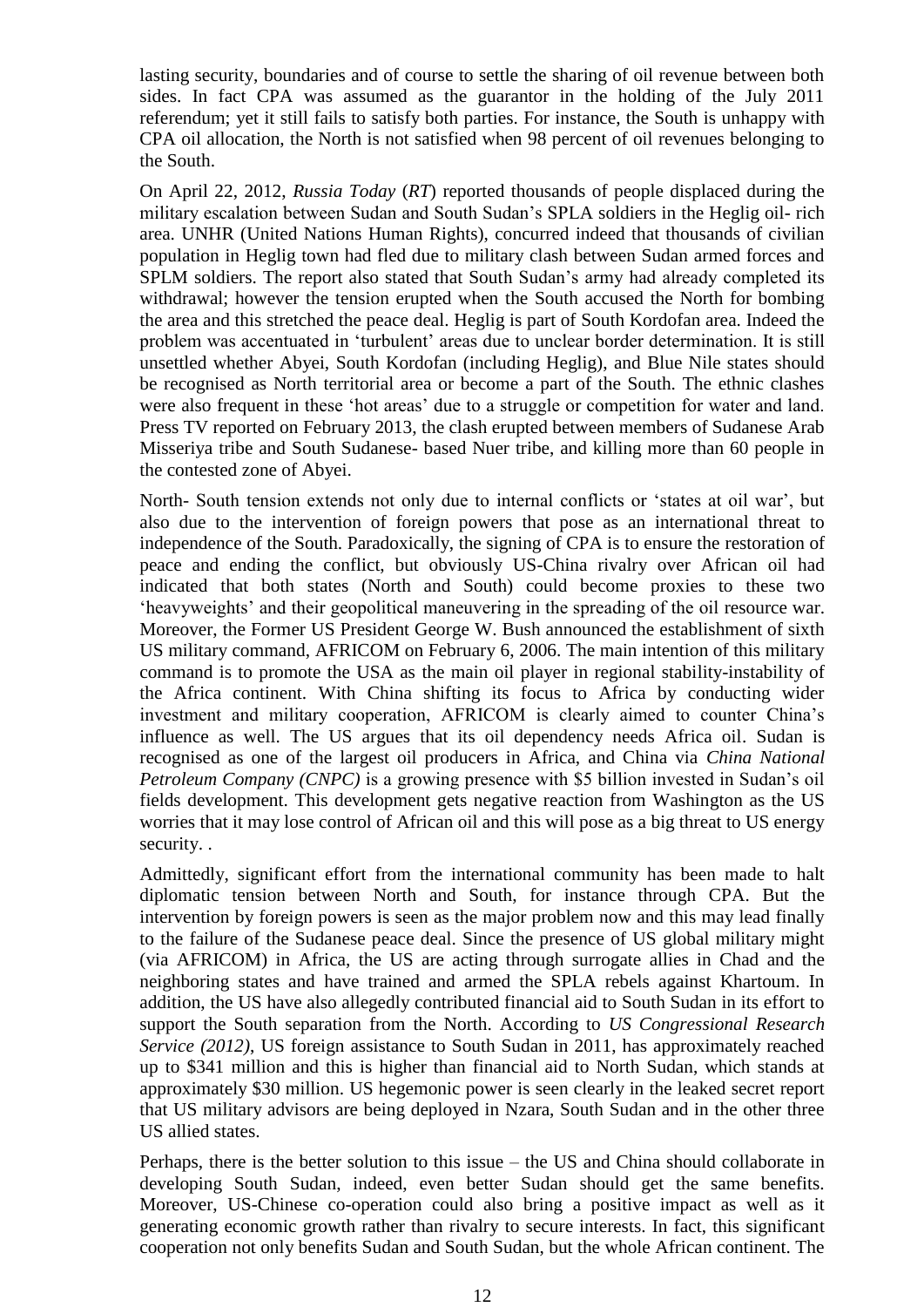lasting security, boundaries and of course to settle the sharing of oil revenue between both sides. In fact CPA was assumed as the guarantor in the holding of the July 2011 referendum; yet it still fails to satisfy both parties. For instance, the South is unhappy with CPA oil allocation, the North is not satisfied when 98 percent of oil revenues belonging to the South.

On April 22, 2012, *Russia Today* (*RT*) reported thousands of people displaced during the military escalation between Sudan and South Sudan's SPLA soldiers in the Heglig oil- rich area. UNHR (United Nations Human Rights), concurred indeed that thousands of civilian population in Heglig town had fled due to military clash between Sudan armed forces and SPLM soldiers. The report also stated that South Sudan's army had already completed its withdrawal; however the tension erupted when the South accused the North for bombing the area and this stretched the peace deal. Heglig is part of South Kordofan area. Indeed the problem was accentuated in 'turbulent' areas due to unclear border determination. It is still unsettled whether Abyei, South Kordofan (including Heglig), and Blue Nile states should be recognised as North territorial area or become a part of the South. The ethnic clashes were also frequent in these 'hot areas' due to a struggle or competition for water and land. Press TV reported on February 2013, the clash erupted between members of Sudanese Arab Misseriya tribe and South Sudanese- based Nuer tribe, and killing more than 60 people in the contested zone of Abyei.

North- South tension extends not only due to internal conflicts or 'states at oil war', but also due to the intervention of foreign powers that pose as an international threat to independence of the South. Paradoxically, the signing of CPA is to ensure the restoration of peace and ending the conflict, but obviously US-China rivalry over African oil had indicated that both states (North and South) could become proxies to these two 'heavyweights' and their geopolitical maneuvering in the spreading of the oil resource war. Moreover, the Former US President George W. Bush announced the establishment of sixth US military command, AFRICOM on February 6, 2006. The main intention of this military command is to promote the USA as the main oil player in regional stability-instability of the Africa continent. With China shifting its focus to Africa by conducting wider investment and military cooperation, AFRICOM is clearly aimed to counter China's influence as well. The US argues that its oil dependency needs Africa oil. Sudan is recognised as one of the largest oil producers in Africa, and China via *China National Petroleum Company (CNPC)* is a growing presence with \$5 billion invested in Sudan's oil fields development. This development gets negative reaction from Washington as the US worries that it may lose control of African oil and this will pose as a big threat to US energy security. .

Admittedly, significant effort from the international community has been made to halt diplomatic tension between North and South, for instance through CPA. But the intervention by foreign powers is seen as the major problem now and this may lead finally to the failure of the Sudanese peace deal. Since the presence of US global military might (via AFRICOM) in Africa, the US are acting through surrogate allies in Chad and the neighboring states and have trained and armed the SPLA rebels against Khartoum. In addition, the US have also allegedly contributed financial aid to South Sudan in its effort to support the South separation from the North. According to *US Congressional Research Service (2012)*, US foreign assistance to South Sudan in 2011, has approximately reached up to \$341 million and this is higher than financial aid to North Sudan, which stands at approximately \$30 million. US hegemonic power is seen clearly in the leaked secret report that US military advisors are being deployed in Nzara, South Sudan and in the other three US allied states.

Perhaps, there is the better solution to this issue – the US and China should collaborate in developing South Sudan, indeed, even better Sudan should get the same benefits. Moreover, US-Chinese co-operation could also bring a positive impact as well as it generating economic growth rather than rivalry to secure interests. In fact, this significant cooperation not only benefits Sudan and South Sudan, but the whole African continent. The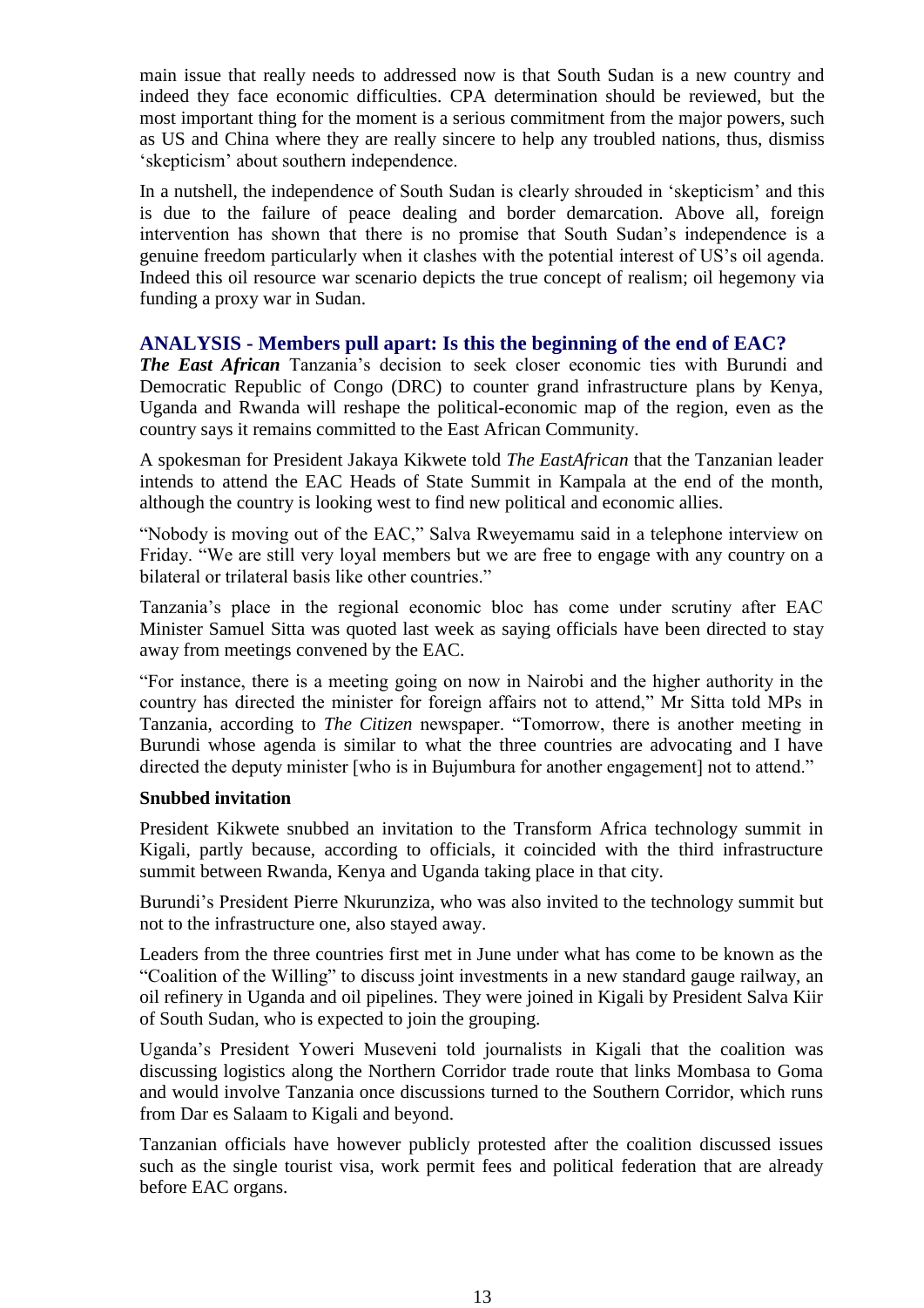main issue that really needs to addressed now is that South Sudan is a new country and indeed they face economic difficulties. CPA determination should be reviewed, but the most important thing for the moment is a serious commitment from the major powers, such as US and China where they are really sincere to help any troubled nations, thus, dismiss 'skepticism' about southern independence.

In a nutshell, the independence of South Sudan is clearly shrouded in 'skepticism' and this is due to the failure of peace dealing and border demarcation. Above all, foreign intervention has shown that there is no promise that South Sudan's independence is a genuine freedom particularly when it clashes with the potential interest of US's oil agenda. Indeed this oil resource war scenario depicts the true concept of realism; oil hegemony via funding a proxy war in Sudan.

## ANALYSIS - Members pull apart: Is this the beginning of the end of EAC?

***The East African*** Tanzania's decision to seek closer economic ties with Burundi and Democratic Republic of Congo (DRC) to counter grand infrastructure plans by Kenya, Uganda and Rwanda will reshape the political-economic map of the region, even as the country says it remains committed to the East African Community.

A spokesman for President Jakaya Kikwete told *The EastAfrican* that the Tanzanian leader intends to attend the EAC Heads of State Summit in Kampala at the end of the month, although the country is looking west to find new political and economic allies.

"Nobody is moving out of the EAC," Salva Rweyemamu said in a telephone interview on Friday. "We are still very loyal members but we are free to engage with any country on a bilateral or trilateral basis like other countries."

Tanzania's place in the regional economic bloc has come under scrutiny after EAC Minister Samuel Sitta was quoted last week as saying officials have been directed to stay away from meetings convened by the EAC.

"For instance, there is a meeting going on now in Nairobi and the higher authority in the country has directed the minister for foreign affairs not to attend," Mr Sitta told MPs in Tanzania, according to *The Citizen* newspaper. "Tomorrow, there is another meeting in Burundi whose agenda is similar to what the three countries are advocating and I have directed the deputy minister [who is in Bujumbura for another engagement] not to attend."

**Snubbed invitation**

President Kikwete snubbed an invitation to the Transform Africa technology summit in Kigali, partly because, according to officials, it coincided with the third infrastructure summit between Rwanda, Kenya and Uganda taking place in that city.

Burundi's President Pierre Nkurunziza, who was also invited to the technology summit but not to the infrastructure one, also stayed away.

Leaders from the three countries first met in June under what has come to be known as the "Coalition of the Willing" to discuss joint investments in a new standard gauge railway, an oil refinery in Uganda and oil pipelines. They were joined in Kigali by President Salva Kiir of South Sudan, who is expected to join the grouping.

Uganda's President Yoweri Museveni told journalists in Kigali that the coalition was discussing logistics along the Northern Corridor trade route that links Mombasa to Goma and would involve Tanzania once discussions turned to the Southern Corridor, which runs from Dar es Salaam to Kigali and beyond.

Tanzanian officials have however publicly protested after the coalition discussed issues such as the single tourist visa, work permit fees and political federation that are already before EAC organs.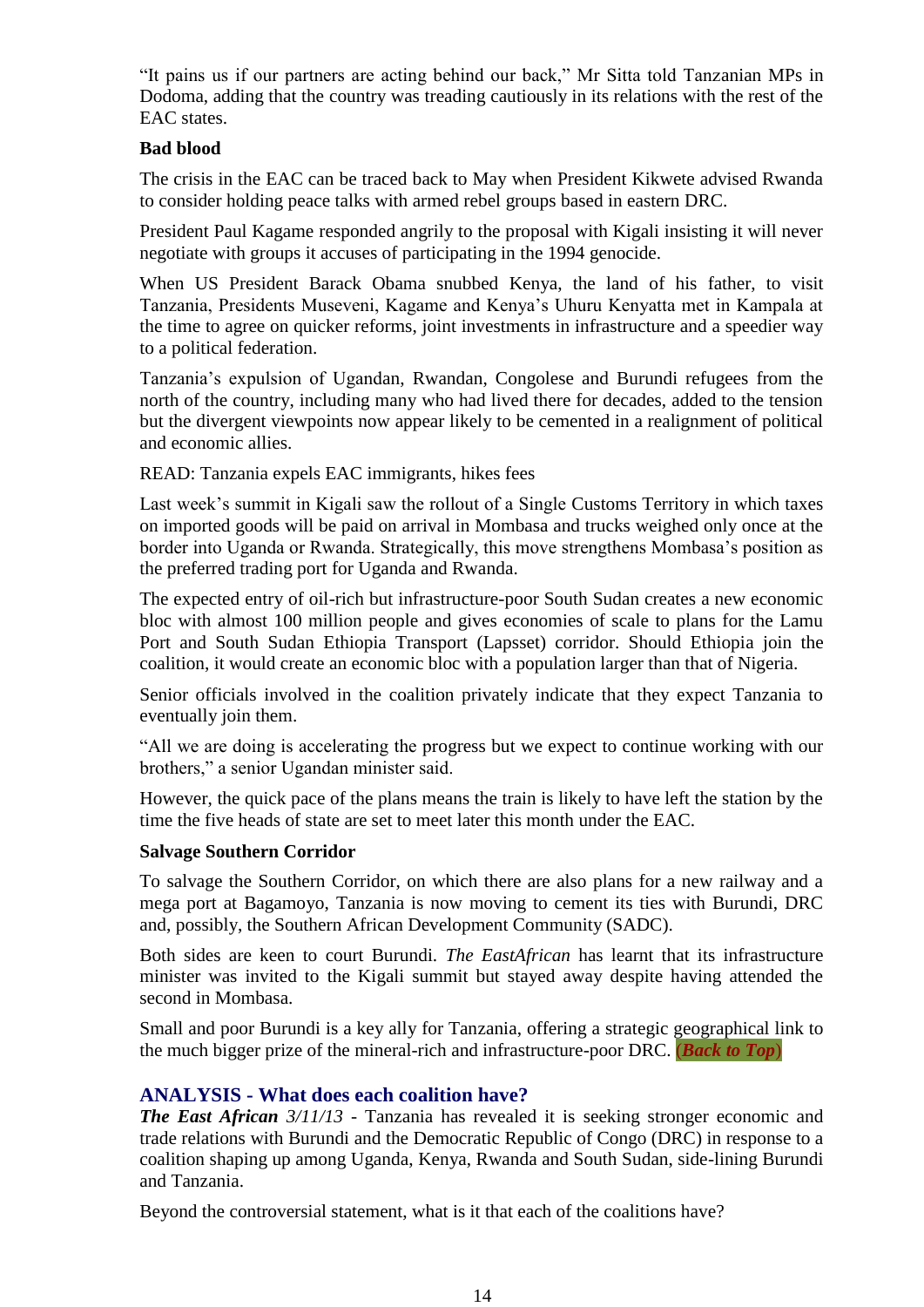"It pains us if our partners are acting behind our back," Mr Sitta told Tanzanian MPs in Dodoma, adding that the country was treading cautiously in its relations with the rest of the EAC states.

**Bad blood**

The crisis in the EAC can be traced back to May when President Kikwete advised Rwanda to consider holding peace talks with armed rebel groups based in eastern DRC.

President Paul Kagame responded angrily to the proposal with Kigali insisting it will never negotiate with groups it accuses of participating in the 1994 genocide.

When US President Barack Obama snubbed Kenya, the land of his father, to visit Tanzania, Presidents Museveni, Kagame and Kenya's Uhuru Kenyatta met in Kampala at the time to agree on quicker reforms, joint investments in infrastructure and a speedier way to a political federation.

Tanzania's expulsion of Ugandan, Rwandan, Congolese and Burundi refugees from the north of the country, including many who had lived there for decades, added to the tension but the divergent viewpoints now appear likely to be cemented in a realignment of political and economic allies.

READ: Tanzania expels EAC immigrants, hikes fees

Last week's summit in Kigali saw the rollout of a Single Customs Territory in which taxes on imported goods will be paid on arrival in Mombasa and trucks weighed only once at the border into Uganda or Rwanda. Strategically, this move strengthens Mombasa's position as the preferred trading port for Uganda and Rwanda.

The expected entry of oil-rich but infrastructure-poor South Sudan creates a new economic bloc with almost 100 million people and gives economies of scale to plans for the Lamu Port and South Sudan Ethiopia Transport (Lapsset) corridor. Should Ethiopia join the coalition, it would create an economic bloc with a population larger than that of Nigeria.

Senior officials involved in the coalition privately indicate that they expect Tanzania to eventually join them.

"All we are doing is accelerating the progress but we expect to continue working with our brothers," a senior Ugandan minister said.

However, the quick pace of the plans means the train is likely to have left the station by the time the five heads of state are set to meet later this month under the EAC.

**Salvage Southern Corridor**

To salvage the Southern Corridor, on which there are also plans for a new railway and a mega port at Bagamoyo, Tanzania is now moving to cement its ties with Burundi, DRC and, possibly, the Southern African Development Community (SADC).

Both sides are keen to court Burundi. *The EastAfrican* has learnt that its infrastructure minister was invited to the Kigali summit but stayed away despite having attended the second in Mombasa.

Small and poor Burundi is a key ally for Tanzania, offering a strategic geographical link to the much bigger prize of the mineral-rich and infrastructure-poor DRC. ***(Back to Top)***

## ANALYSIS - What does each coalition have?

***The East African*** *3/11/13* - Tanzania has revealed it is seeking stronger economic and trade relations with Burundi and the Democratic Republic of Congo (DRC) in response to a coalition shaping up among Uganda, Kenya, Rwanda and South Sudan, side-lining Burundi and Tanzania.

Beyond the controversial statement, what is it that each of the coalitions have?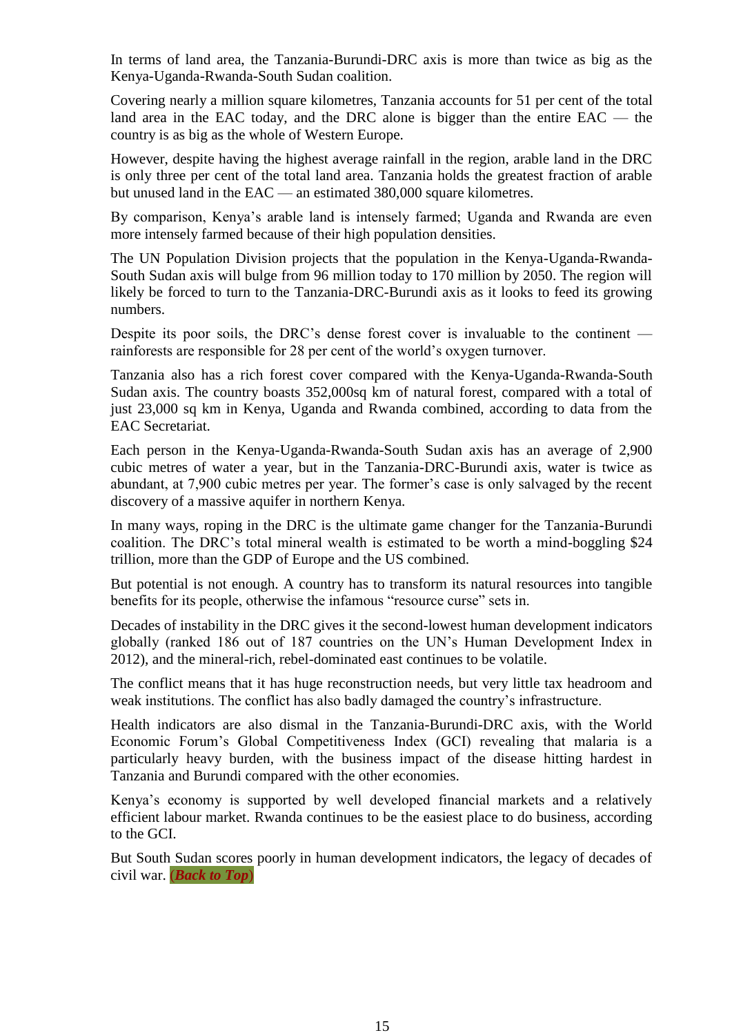In terms of land area, the Tanzania-Burundi-DRC axis is more than twice as big as the Kenya-Uganda-Rwanda-South Sudan coalition.

Covering nearly a million square kilometres, Tanzania accounts for 51 per cent of the total land area in the EAC today, and the DRC alone is bigger than the entire EAC — the country is as big as the whole of Western Europe.

However, despite having the highest average rainfall in the region, arable land in the DRC is only three per cent of the total land area. Tanzania holds the greatest fraction of arable but unused land in the EAC — an estimated 380,000 square kilometres.

By comparison, Kenya's arable land is intensely farmed; Uganda and Rwanda are even more intensely farmed because of their high population densities.

The UN Population Division projects that the population in the Kenya-Uganda-Rwanda-South Sudan axis will bulge from 96 million today to 170 million by 2050. The region will likely be forced to turn to the Tanzania-DRC-Burundi axis as it looks to feed its growing numbers.

Despite its poor soils, the DRC's dense forest cover is invaluable to the continent — rainforests are responsible for 28 per cent of the world's oxygen turnover.

Tanzania also has a rich forest cover compared with the Kenya-Uganda-Rwanda-South Sudan axis. The country boasts 352,000sq km of natural forest, compared with a total of just 23,000 sq km in Kenya, Uganda and Rwanda combined, according to data from the EAC Secretariat.

Each person in the Kenya-Uganda-Rwanda-South Sudan axis has an average of 2,900 cubic metres of water a year, but in the Tanzania-DRC-Burundi axis, water is twice as abundant, at 7,900 cubic metres per year. The former's case is only salvaged by the recent discovery of a massive aquifer in northern Kenya.

In many ways, roping in the DRC is the ultimate game changer for the Tanzania-Burundi coalition. The DRC's total mineral wealth is estimated to be worth a mind-boggling $24 trillion, more than the GDP of Europe and the US combined.

But potential is not enough. A country has to transform its natural resources into tangible benefits for its people, otherwise the infamous "resource curse" sets in.

Decades of instability in the DRC gives it the second-lowest human development indicators globally (ranked 186 out of 187 countries on the UN's Human Development Index in 2012), and the mineral-rich, rebel-dominated east continues to be volatile.

The conflict means that it has huge reconstruction needs, but very little tax headroom and weak institutions. The conflict has also badly damaged the country's infrastructure.

Health indicators are also dismal in the Tanzania-Burundi-DRC axis, with the World Economic Forum's Global Competitiveness Index (GCI) revealing that malaria is a particularly heavy burden, with the business impact of the disease hitting hardest in Tanzania and Burundi compared with the other economies.

Kenya's economy is supported by well developed financial markets and a relatively efficient labour market. Rwanda continues to be the easiest place to do business, according to the GCI.

But South Sudan scores poorly in human development indicators, the legacy of decades of civil war. (***Back to Top***)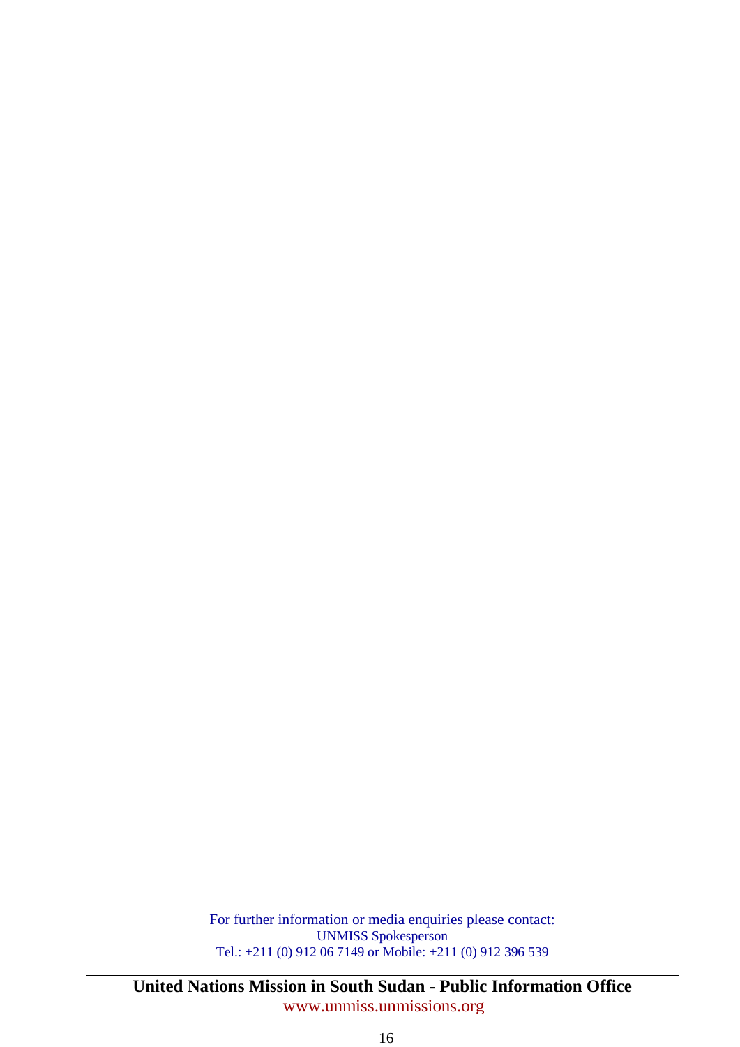For further information or media enquiries please contact:
UNMISS Spokesperson
Tel.: +211 (0) 912 06 7149 or Mobile: +211 (0) 912 396 539